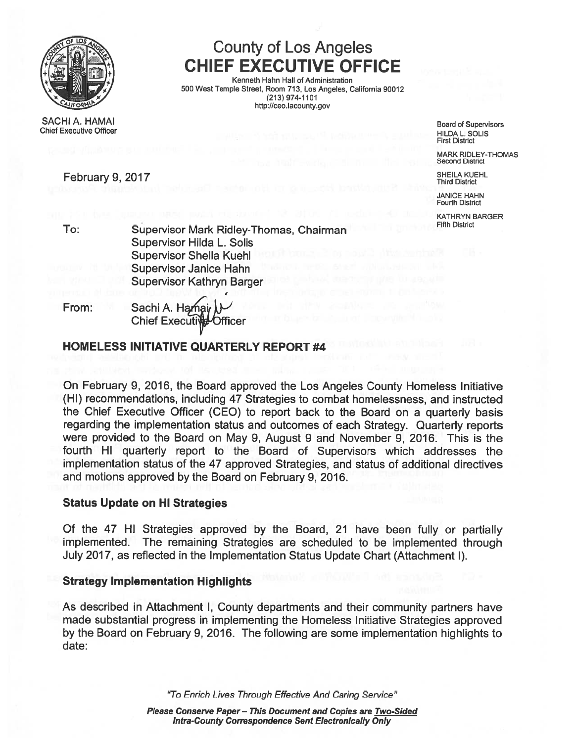# County of Los Angeles
## CHIEF EXECUTIVE OFFICE

Kenneth Hahn Hall of Administration
500 West Temple Street, Room 713, Los Angeles, California 90012
(213) 974-1101
http://ceo.lacounty.gov

SACHI A. HAMAI
Chief Executive Officer

Board of Supervisors
HILDA L. SOLIS
First District

MARK RIDLEY-THOMAS
Second District

SHEILA KUEHL
Third District

JANICE HAHN
Fourth District

KATHRYN BARGER
Fifth District

February 9, 2017

To: Supervisor Mark Ridley-Thomas, Chairman
Supervisor Hilda L. Solis
Supervisor Sheila Kuehl
Supervisor Janice Hahn
Supervisor Kathryn Barger

From: Sachi A. Hamai
Chief Executive Officer

### HOMELESS INITIATIVE QUARTERLY REPORT #4

On February 9, 2016, the Board approved the Los Angeles County Homeless Initiative (HI) recommendations, including 47 Strategies to combat homelessness, and instructed the Chief Executive Officer (CEO) to report back to the Board on a quarterly basis regarding the implementation status and outcomes of each Strategy. Quarterly reports were provided to the Board on May 9, August 9 and November 9, 2016. This is the fourth HI quarterly report to the Board of Supervisors which addresses the implementation status of the 47 approved Strategies, and status of additional directives and motions approved by the Board on February 9, 2016.

**Status Update on HI Strategies**

Of the 47 HI Strategies approved by the Board, 21 have been fully or partially implemented. The remaining Strategies are scheduled to be implemented through July 2017, as reflected in the Implementation Status Update Chart (Attachment I).

**Strategy Implementation Highlights**

As described in Attachment I, County departments and their community partners have made substantial progress in implementing the Homeless Initiative Strategies approved by the Board on February 9, 2016. The following are some implementation highlights to date:

*"To Enrich Lives Through Effective And Caring Service"*

***Please Conserve Paper – This Document and Copies are Two-Sided***
***Intra-County Correspondence Sent Electronically Only***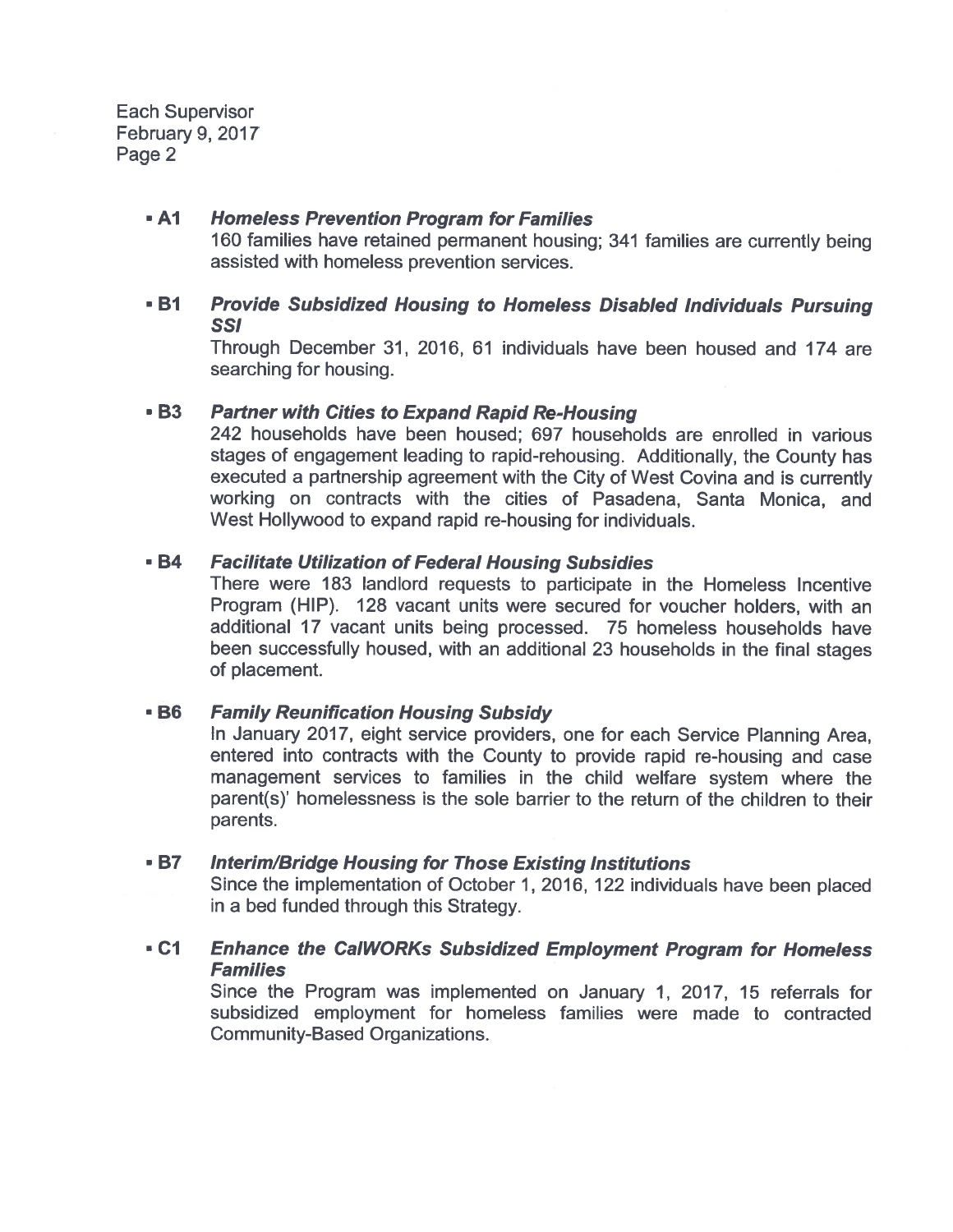- **A1** ***Homeless Prevention Program for Families***
  160 families have retained permanent housing; 341 families are currently being assisted with homeless prevention services.

- **B1** ***Provide Subsidized Housing to Homeless Disabled Individuals Pursuing SSI***
  Through December 31, 2016, 61 individuals have been housed and 174 are searching for housing.

- **B3** ***Partner with Cities to Expand Rapid Re-Housing***
  242 households have been housed; 697 households are enrolled in various stages of engagement leading to rapid-rehousing. Additionally, the County has executed a partnership agreement with the City of West Covina and is currently working on contracts with the cities of Pasadena, Santa Monica, and West Hollywood to expand rapid re-housing for individuals.

- **B4** ***Facilitate Utilization of Federal Housing Subsidies***
  There were 183 landlord requests to participate in the Homeless Incentive Program (HIP). 128 vacant units were secured for voucher holders, with an additional 17 vacant units being processed. 75 homeless households have been successfully housed, with an additional 23 households in the final stages of placement.

- **B6** ***Family Reunification Housing Subsidy***
  In January 2017, eight service providers, one for each Service Planning Area, entered into contracts with the County to provide rapid re-housing and case management services to families in the child welfare system where the parent(s)' homelessness is the sole barrier to the return of the children to their parents.

- **B7** ***Interim/Bridge Housing for Those Existing Institutions***
  Since the implementation of October 1, 2016, 122 individuals have been placed in a bed funded through this Strategy.

- **C1** ***Enhance the CalWORKs Subsidized Employment Program for Homeless Families***
  Since the Program was implemented on January 1, 2017, 15 referrals for subsidized employment for homeless families were made to contracted Community-Based Organizations.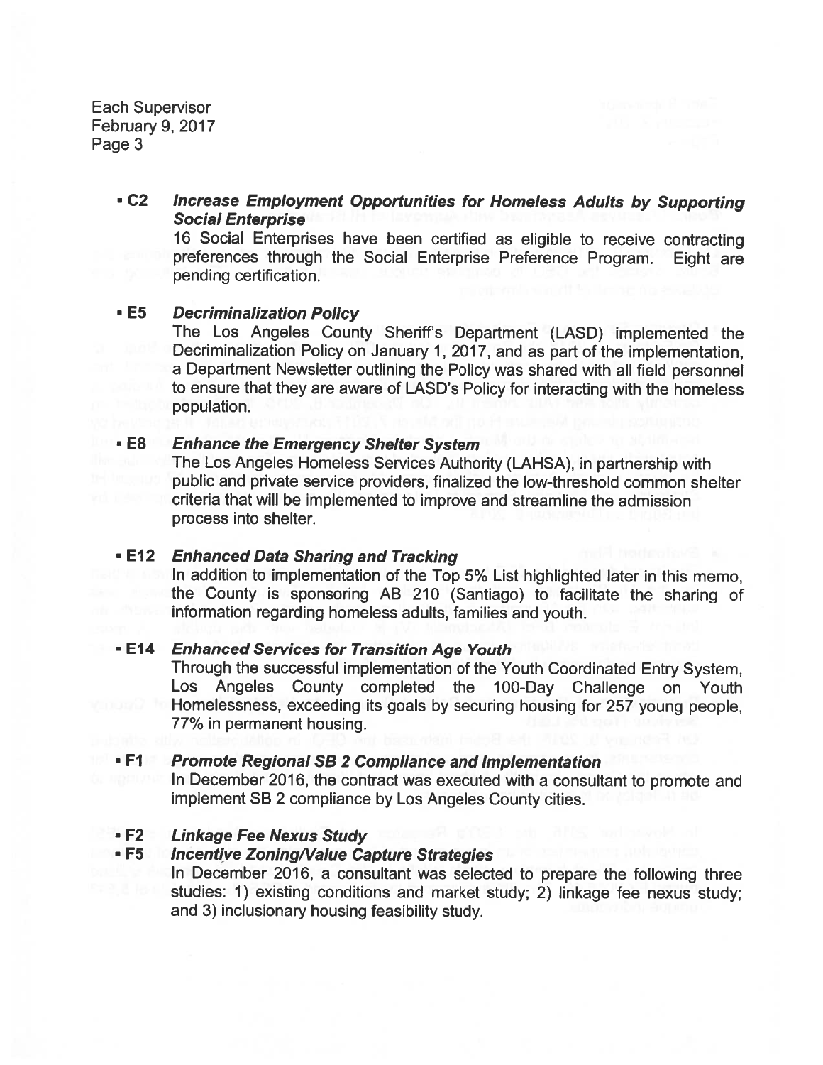- **C2** ***Increase Employment Opportunities for Homeless Adults by Supporting Social Enterprise***

  16 Social Enterprises have been certified as eligible to receive contracting preferences through the Social Enterprise Preference Program. Eight are pending certification.

- **E5** ***Decriminalization Policy***

  The Los Angeles County Sheriff's Department (LASD) implemented the Decriminalization Policy on January 1, 2017, and as part of the implementation, a Department Newsletter outlining the Policy was shared with all field personnel to ensure that they are aware of LASD's Policy for interacting with the homeless population.

- **E8** ***Enhance the Emergency Shelter System***

  The Los Angeles Homeless Services Authority (LAHSA), in partnership with public and private service providers, finalized the low-threshold common shelter criteria that will be implemented to improve and streamline the admission process into shelter.

- **E12** ***Enhanced Data Sharing and Tracking***

  In addition to implementation of the Top 5% List highlighted later in this memo, the County is sponsoring AB 210 (Santiago) to facilitate the sharing of information regarding homeless adults, families and youth.

- **E14** ***Enhanced Services for Transition Age Youth***

  Through the successful implementation of the Youth Coordinated Entry System, Los Angeles County completed the 100-Day Challenge on Youth Homelessness, exceeding its goals by securing housing for 257 young people, 77% in permanent housing.

- **F1** ***Promote Regional SB 2 Compliance and Implementation***

  In December 2016, the contract was executed with a consultant to promote and implement SB 2 compliance by Los Angeles County cities.

- **F2** ***Linkage Fee Nexus Study***
- **F5** ***Incentive Zoning/Value Capture Strategies***

  In December 2016, a consultant was selected to prepare the following three studies: 1) existing conditions and market study; 2) linkage fee nexus study; and 3) inclusionary housing feasibility study.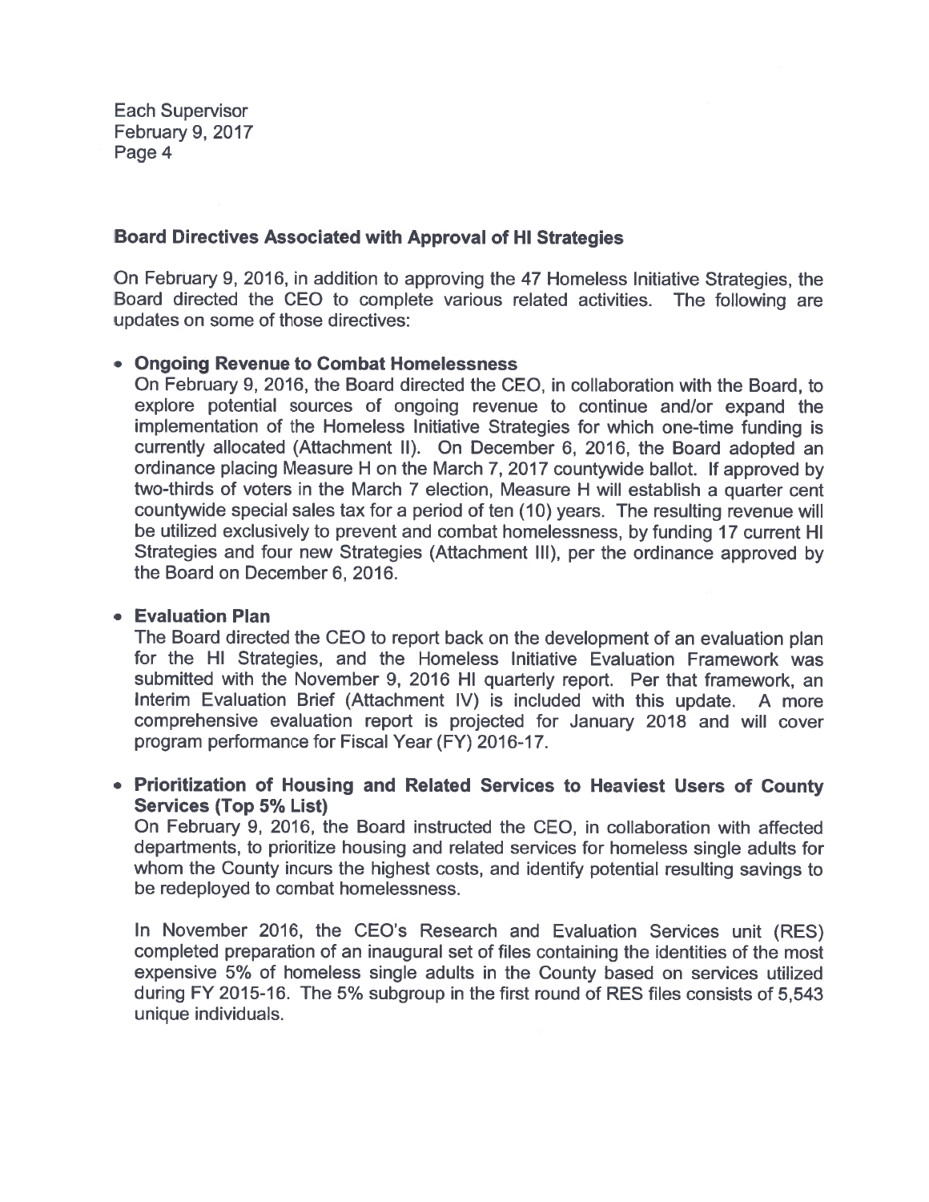**Board Directives Associated with Approval of HI Strategies**

On February 9, 2016, in addition to approving the 47 Homeless Initiative Strategies, the Board directed the CEO to complete various related activities. The following are updates on some of those directives:

- **Ongoing Revenue to Combat Homelessness**
  On February 9, 2016, the Board directed the CEO, in collaboration with the Board, to explore potential sources of ongoing revenue to continue and/or expand the implementation of the Homeless Initiative Strategies for which one-time funding is currently allocated (Attachment II). On December 6, 2016, the Board adopted an ordinance placing Measure H on the March 7, 2017 countywide ballot. If approved by two-thirds of voters in the March 7 election, Measure H will establish a quarter cent countywide special sales tax for a period of ten (10) years. The resulting revenue will be utilized exclusively to prevent and combat homelessness, by funding 17 current HI Strategies and four new Strategies (Attachment III), per the ordinance approved by the Board on December 6, 2016.

- **Evaluation Plan**
  The Board directed the CEO to report back on the development of an evaluation plan for the HI Strategies, and the Homeless Initiative Evaluation Framework was submitted with the November 9, 2016 HI quarterly report. Per that framework, an Interim Evaluation Brief (Attachment IV) is included with this update. A more comprehensive evaluation report is projected for January 2018 and will cover program performance for Fiscal Year (FY) 2016-17.

- **Prioritization of Housing and Related Services to Heaviest Users of County Services (Top 5% List)**
  On February 9, 2016, the Board instructed the CEO, in collaboration with affected departments, to prioritize housing and related services for homeless single adults for whom the County incurs the highest costs, and identify potential resulting savings to be redeployed to combat homelessness.

  In November 2016, the CEO's Research and Evaluation Services unit (RES) completed preparation of an inaugural set of files containing the identities of the most expensive 5% of homeless single adults in the County based on services utilized during FY 2015-16. The 5% subgroup in the first round of RES files consists of 5,543 unique individuals.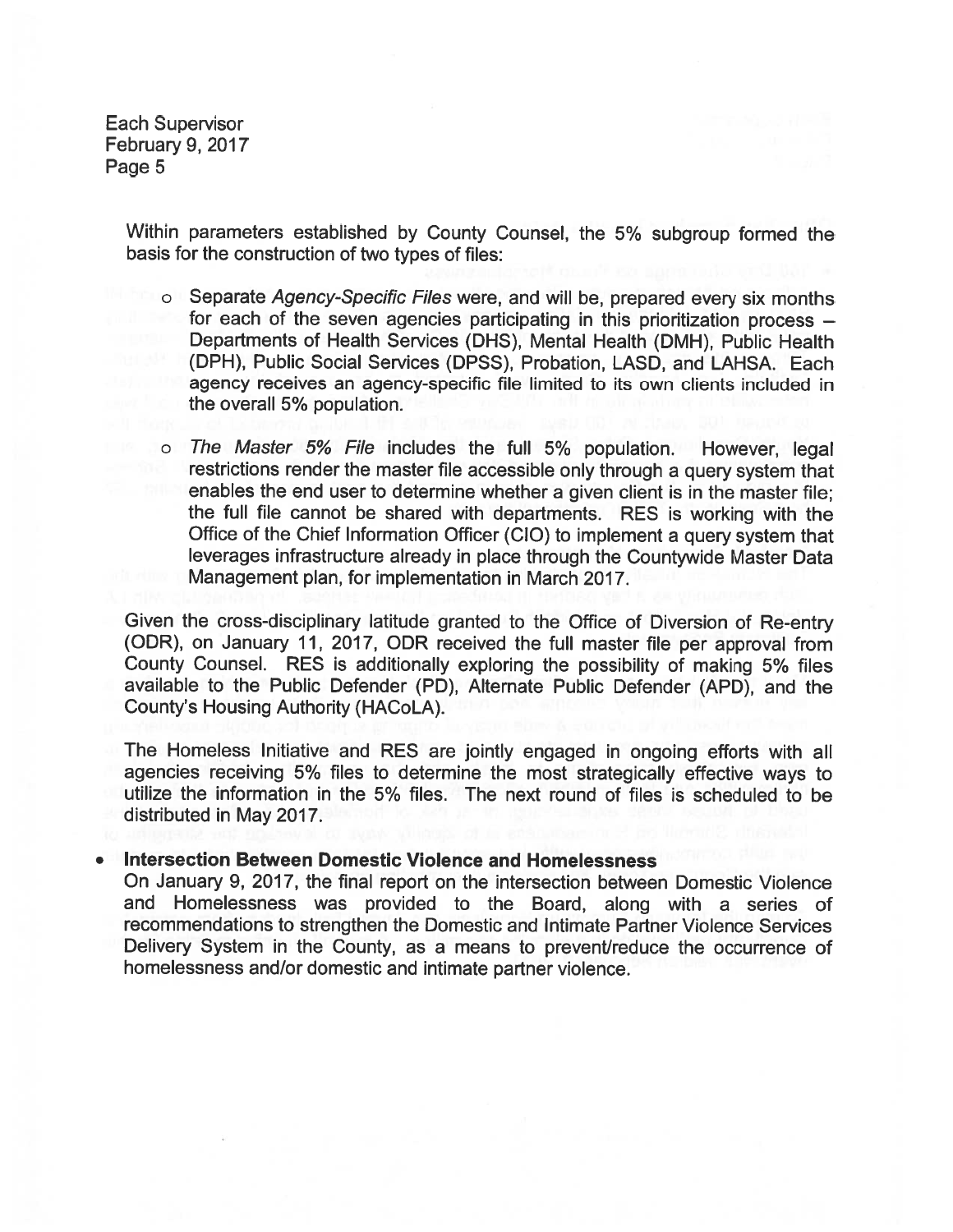Within parameters established by County Counsel, the 5% subgroup formed the basis for the construction of two types of files:

- Separate *Agency-Specific Files* were, and will be, prepared every six months for each of the seven agencies participating in this prioritization process – Departments of Health Services (DHS), Mental Health (DMH), Public Health (DPH), Public Social Services (DPSS), Probation, LASD, and LAHSA. Each agency receives an agency-specific file limited to its own clients included in the overall 5% population.
- *The Master 5% File* includes the full 5% population. However, legal restrictions render the master file accessible only through a query system that enables the end user to determine whether a given client is in the master file; the full file cannot be shared with departments. RES is working with the Office of the Chief Information Officer (CIO) to implement a query system that leverages infrastructure already in place through the Countywide Master Data Management plan, for implementation in March 2017.

Given the cross-disciplinary latitude granted to the Office of Diversion of Re-entry (ODR), on January 11, 2017, ODR received the full master file per approval from County Counsel. RES is additionally exploring the possibility of making 5% files available to the Public Defender (PD), Alternate Public Defender (APD), and the County's Housing Authority (HACoLA).

The Homeless Initiative and RES are jointly engaged in ongoing efforts with all agencies receiving 5% files to determine the most strategically effective ways to utilize the information in the 5% files. The next round of files is scheduled to be distributed in May 2017.

- **Intersection Between Domestic Violence and Homelessness**
  On January 9, 2017, the final report on the intersection between Domestic Violence and Homelessness was provided to the Board, along with a series of recommendations to strengthen the Domestic and Intimate Partner Violence Services Delivery System in the County, as a means to prevent/reduce the occurrence of homelessness and/or domestic and intimate partner violence.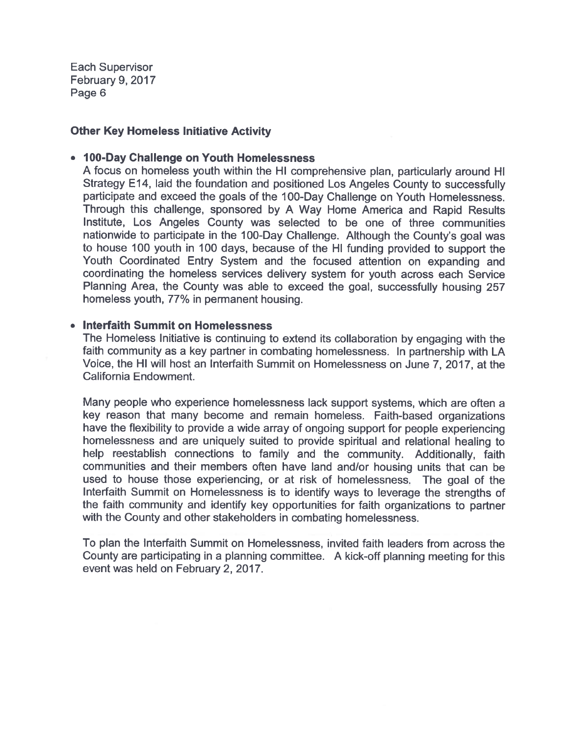**Other Key Homeless Initiative Activity**

- **100-Day Challenge on Youth Homelessness**

  A focus on homeless youth within the HI comprehensive plan, particularly around HI Strategy E14, laid the foundation and positioned Los Angeles County to successfully participate and exceed the goals of the 100-Day Challenge on Youth Homelessness. Through this challenge, sponsored by A Way Home America and Rapid Results Institute, Los Angeles County was selected to be one of three communities nationwide to participate in the 100-Day Challenge. Although the County's goal was to house 100 youth in 100 days, because of the HI funding provided to support the Youth Coordinated Entry System and the focused attention on expanding and coordinating the homeless services delivery system for youth across each Service Planning Area, the County was able to exceed the goal, successfully housing 257 homeless youth, 77% in permanent housing.

- **Interfaith Summit on Homelessness**

  The Homeless Initiative is continuing to extend its collaboration by engaging with the faith community as a key partner in combating homelessness. In partnership with LA Voice, the HI will host an Interfaith Summit on Homelessness on June 7, 2017, at the California Endowment.

  Many people who experience homelessness lack support systems, which are often a key reason that many become and remain homeless. Faith-based organizations have the flexibility to provide a wide array of ongoing support for people experiencing homelessness and are uniquely suited to provide spiritual and relational healing to help reestablish connections to family and the community. Additionally, faith communities and their members often have land and/or housing units that can be used to house those experiencing, or at risk of homelessness. The goal of the Interfaith Summit on Homelessness is to identify ways to leverage the strengths of the faith community and identify key opportunities for faith organizations to partner with the County and other stakeholders in combating homelessness.

  To plan the Interfaith Summit on Homelessness, invited faith leaders from across the County are participating in a planning committee. A kick-off planning meeting for this event was held on February 2, 2017.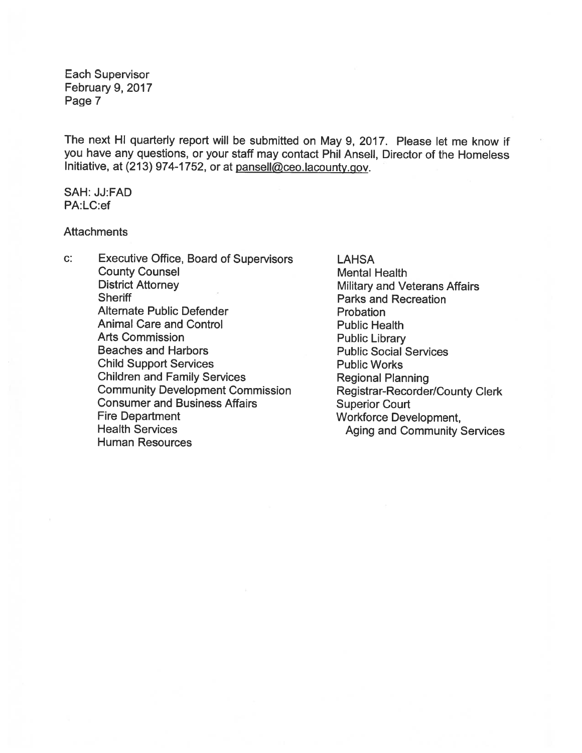Each Supervisor
February 9, 2017
Page 7

The next HI quarterly report will be submitted on May 9, 2017. Please let me know if you have any questions, or your staff may contact Phil Ansell, Director of the Homeless Initiative, at (213) 974-1752, or at pansell@ceo.lacounty.gov.

SAH: JJ:FAD
PA:LC:ef

Attachments

c: Executive Office, Board of Supervisors
County Counsel
District Attorney
Sheriff
Alternate Public Defender
Animal Care and Control
Arts Commission
Beaches and Harbors
Child Support Services
Children and Family Services
Community Development Commission
Consumer and Business Affairs
Fire Department
Health Services
Human Resources
LAHSA
Mental Health
Military and Veterans Affairs
Parks and Recreation
Probation
Public Health
Public Library
Public Social Services
Public Works
Regional Planning
Registrar-Recorder/County Clerk
Superior Court
Workforce Development, Aging and Community Services